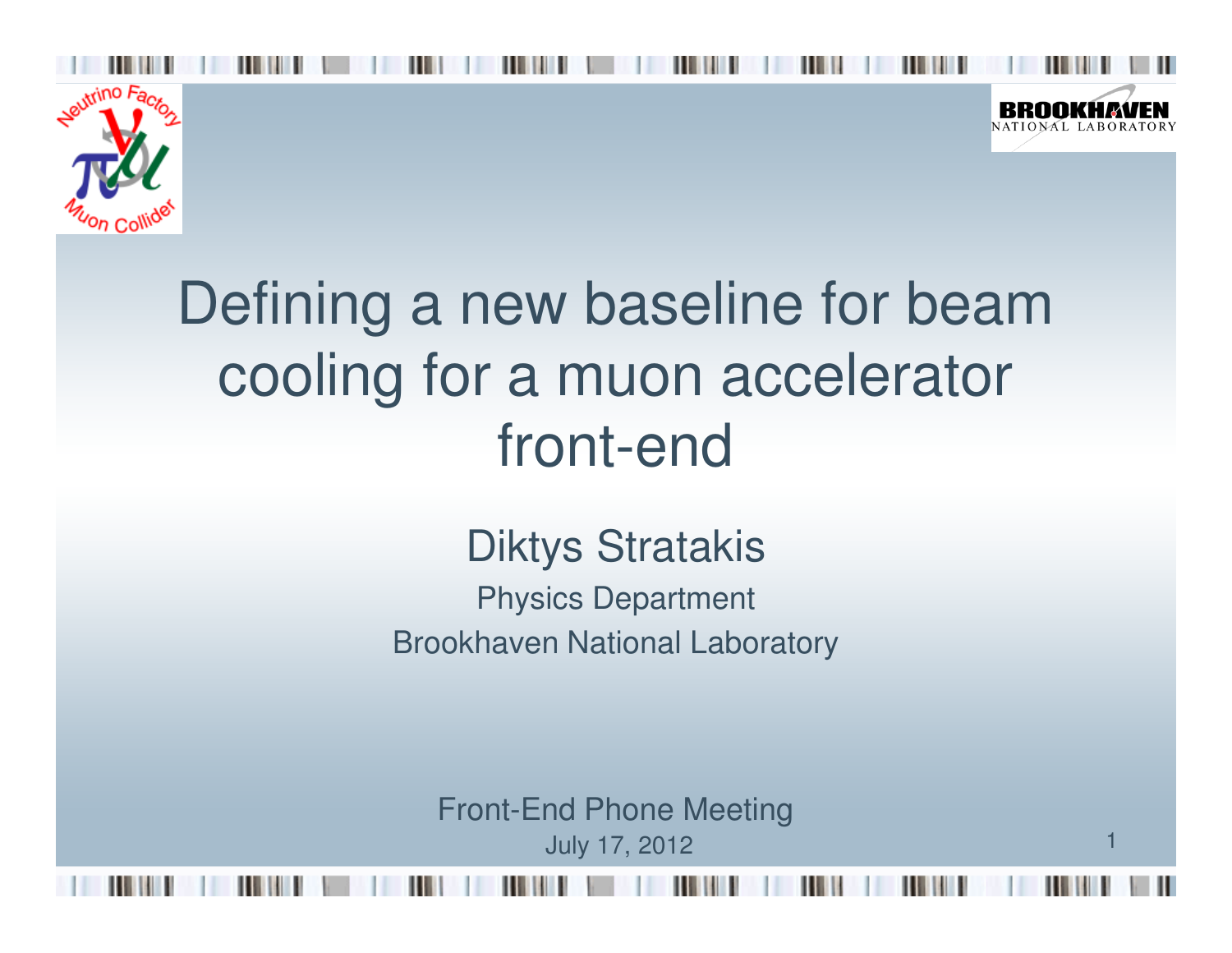# Defining a new baseline for beam cooling for a muon accelerator front-end

Diktys Stratakis

Physics Department

Brookhaven National Laboratory

Front-End Phone Meeting

July 17, 2012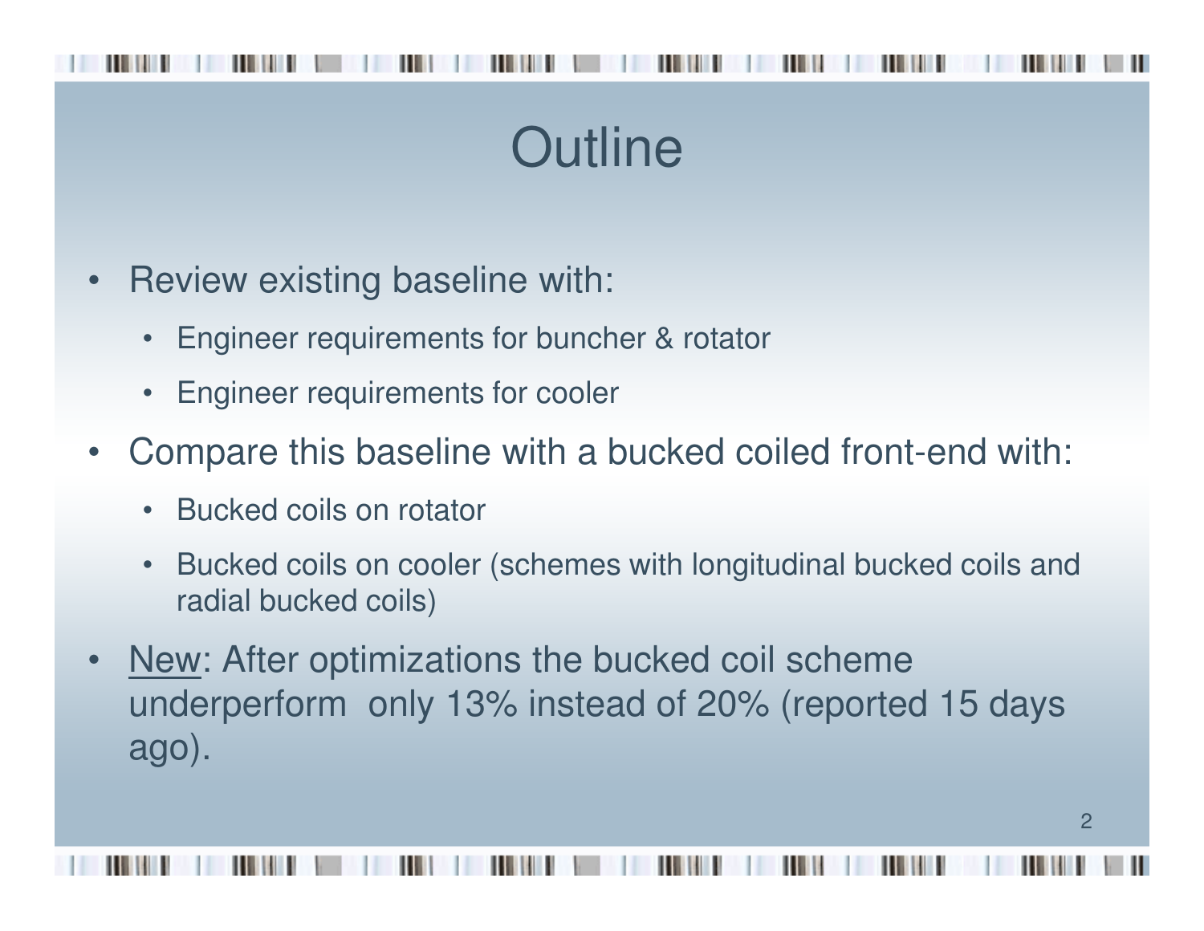# Outline

- Review existing baseline with:
  - Engineer requirements for buncher & rotator
  - Engineer requirements for cooler
- Compare this baseline with a bucked coiled front-end with:
  - Bucked coils on rotator
  - Bucked coils on cooler (schemes with longitudinal bucked coils and radial bucked coils)
- New: After optimizations the bucked coil scheme underperform only 13% instead of 20% (reported 15 days ago).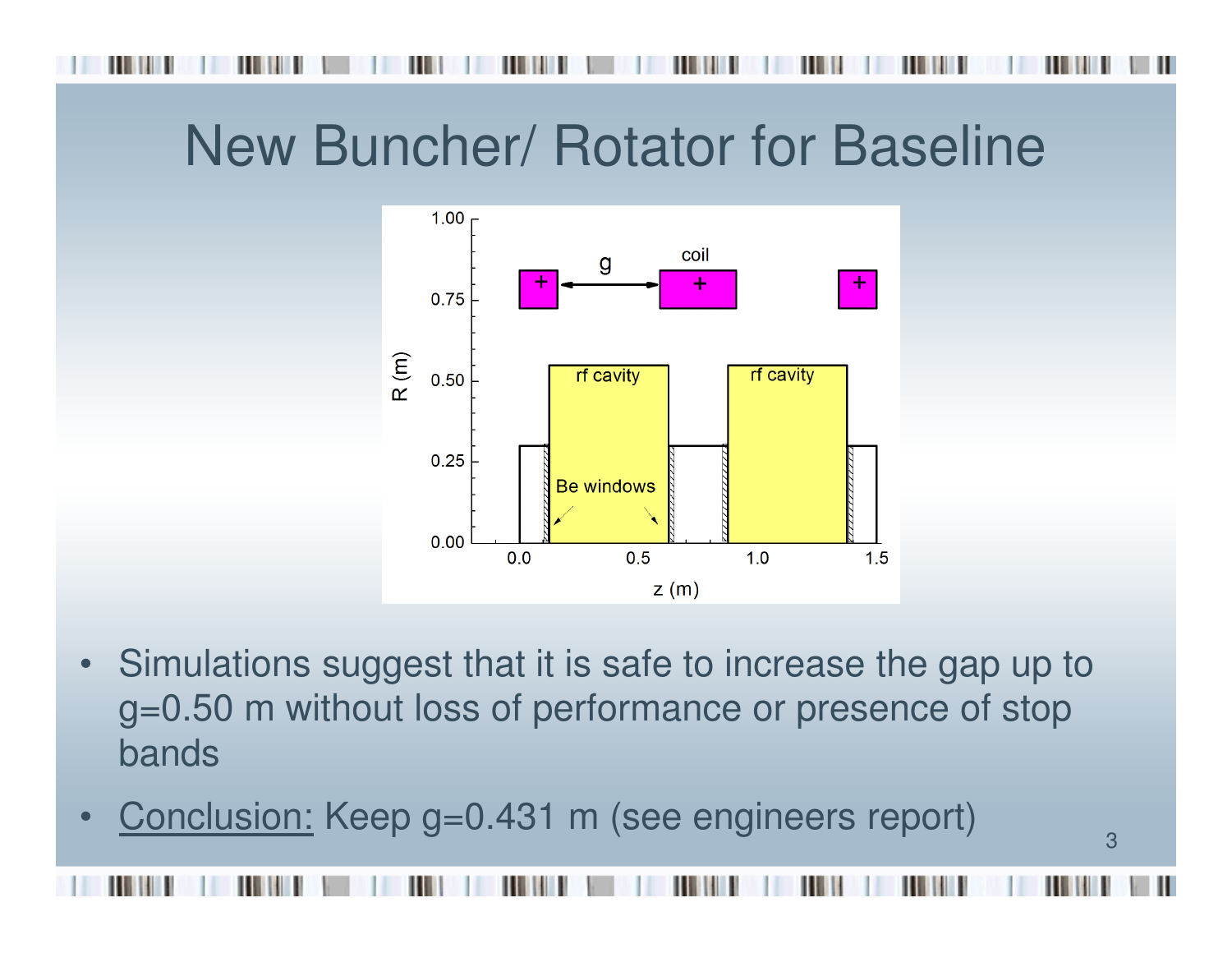# New Buncher/ Rotator for Baseline

- Simulations suggest that it is safe to increase the gap up to g=0.50 m without loss of performance or presence of stop bands
- Conclusion: Keep g=0.431 m (see engineers report)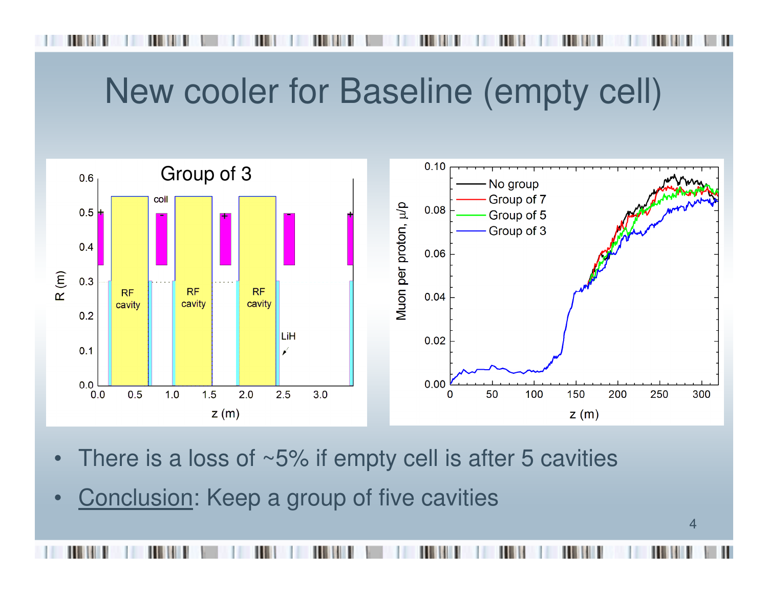# New cooler for Baseline (empty cell)

- There is a loss of ~5% if empty cell is after 5 cavities
- Conclusion: Keep a group of five cavities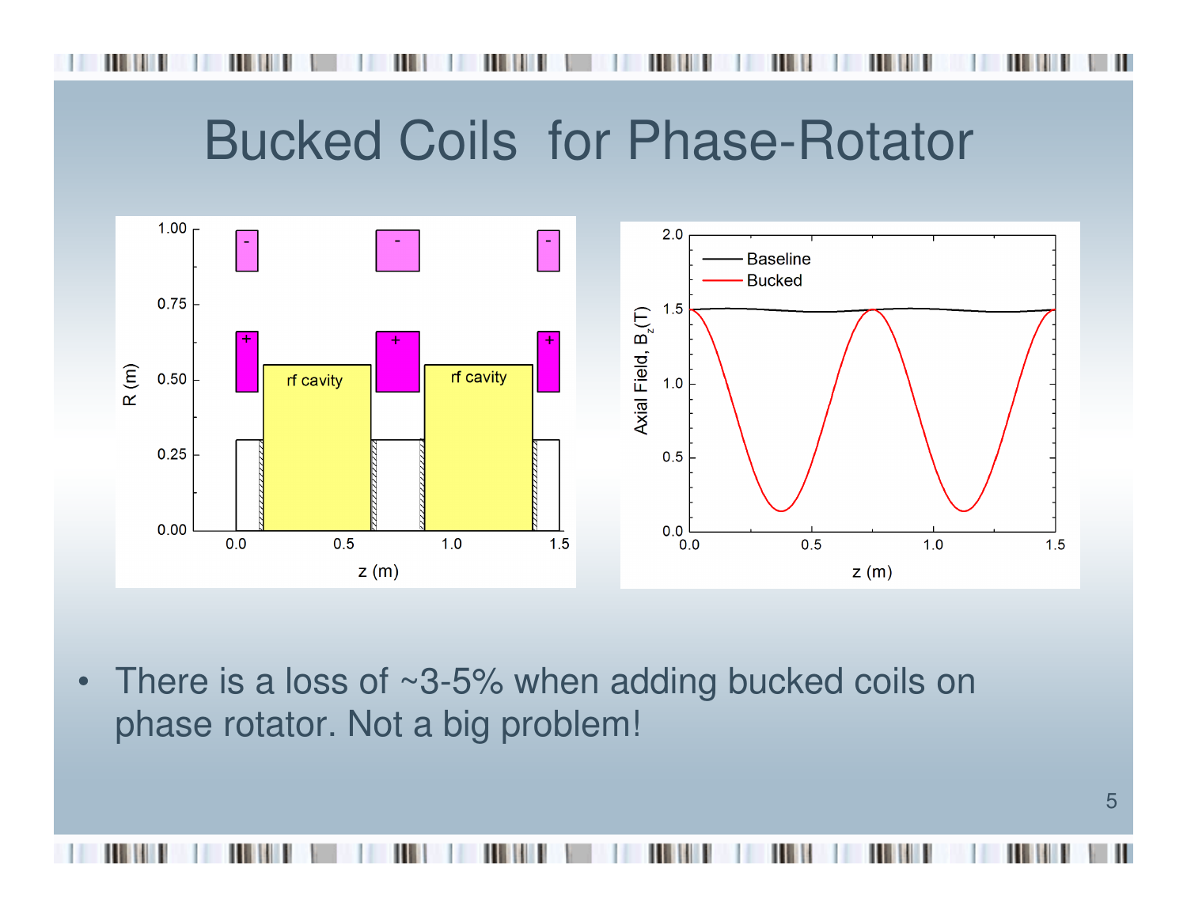# Bucked Coils for Phase-Rotator

- There is a loss of ~3-5% when adding bucked coils on phase rotator. Not a big problem!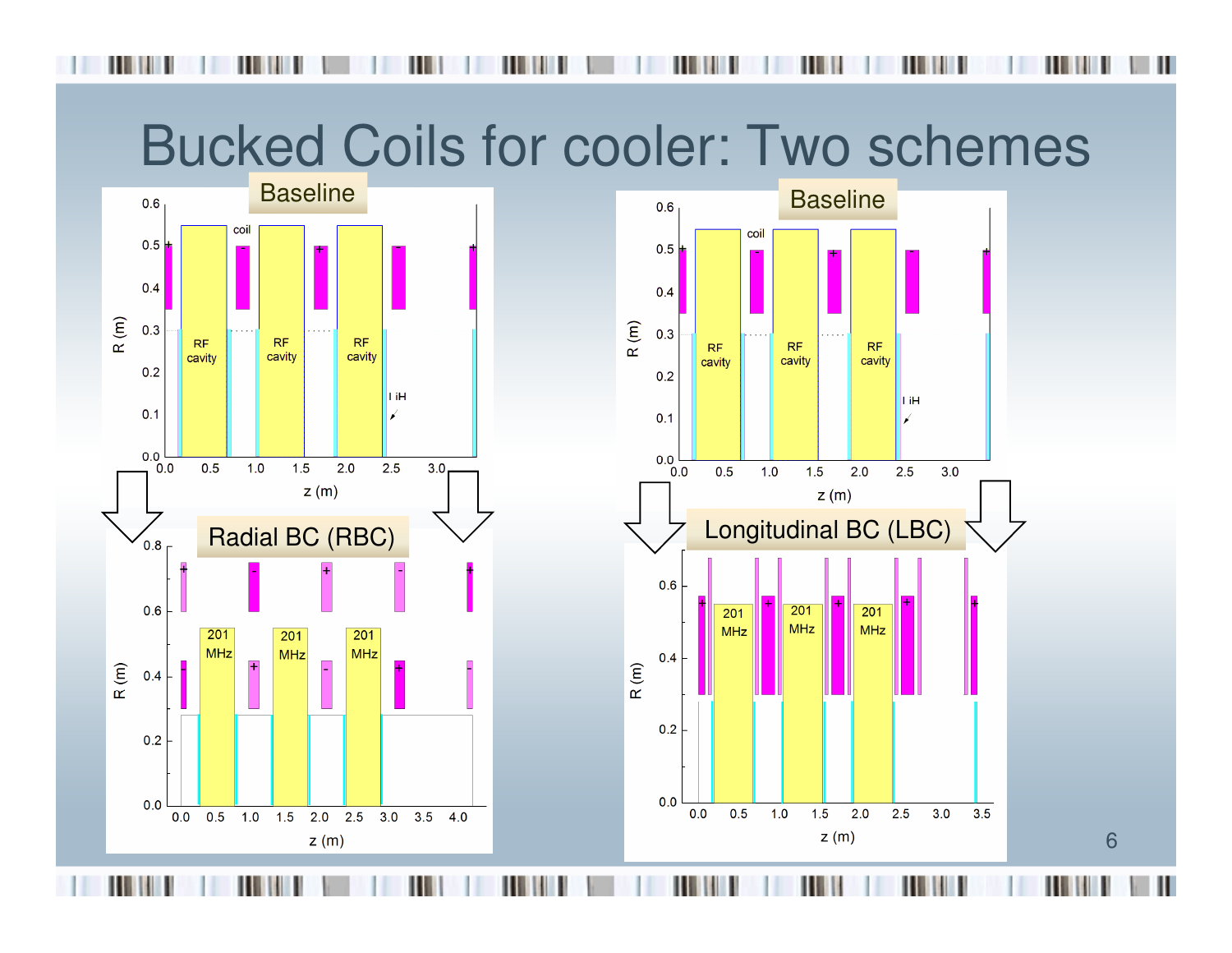# Bucked Coils for cooler: Two schemes

Baseline

Baseline

Radial BC (RBC)

Longitudinal BC (LBC)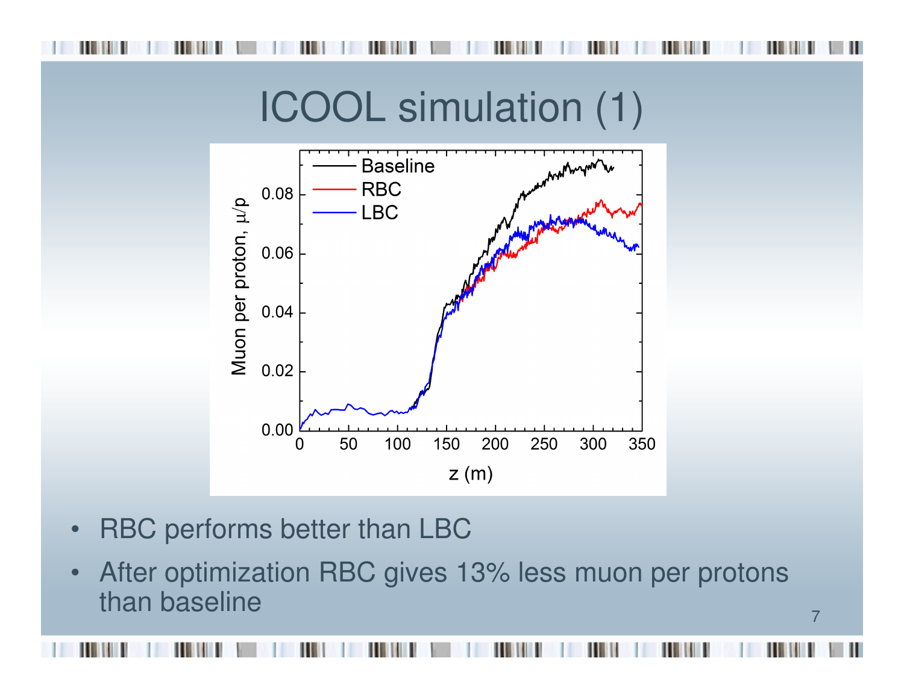# ICOOL simulation (1)

- RBC performs better than LBC
- After optimization RBC gives 13% less muon per protons than baseline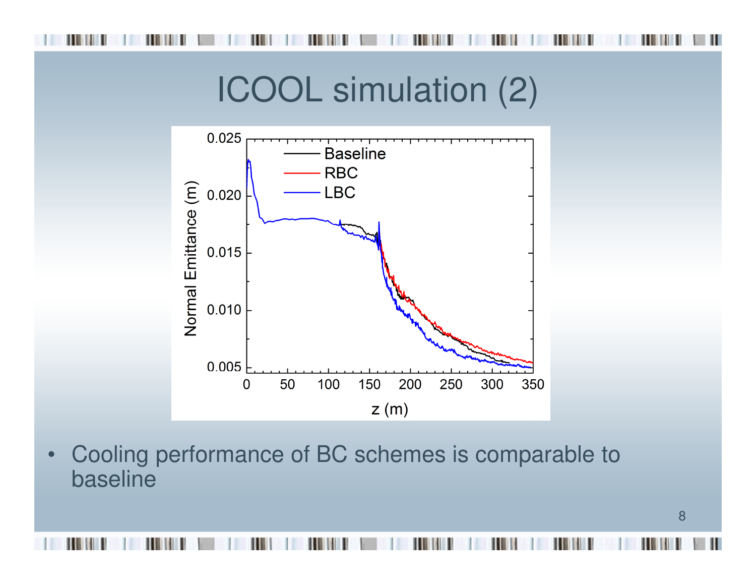# ICOOL simulation (2)

- Cooling performance of BC schemes is comparable to baseline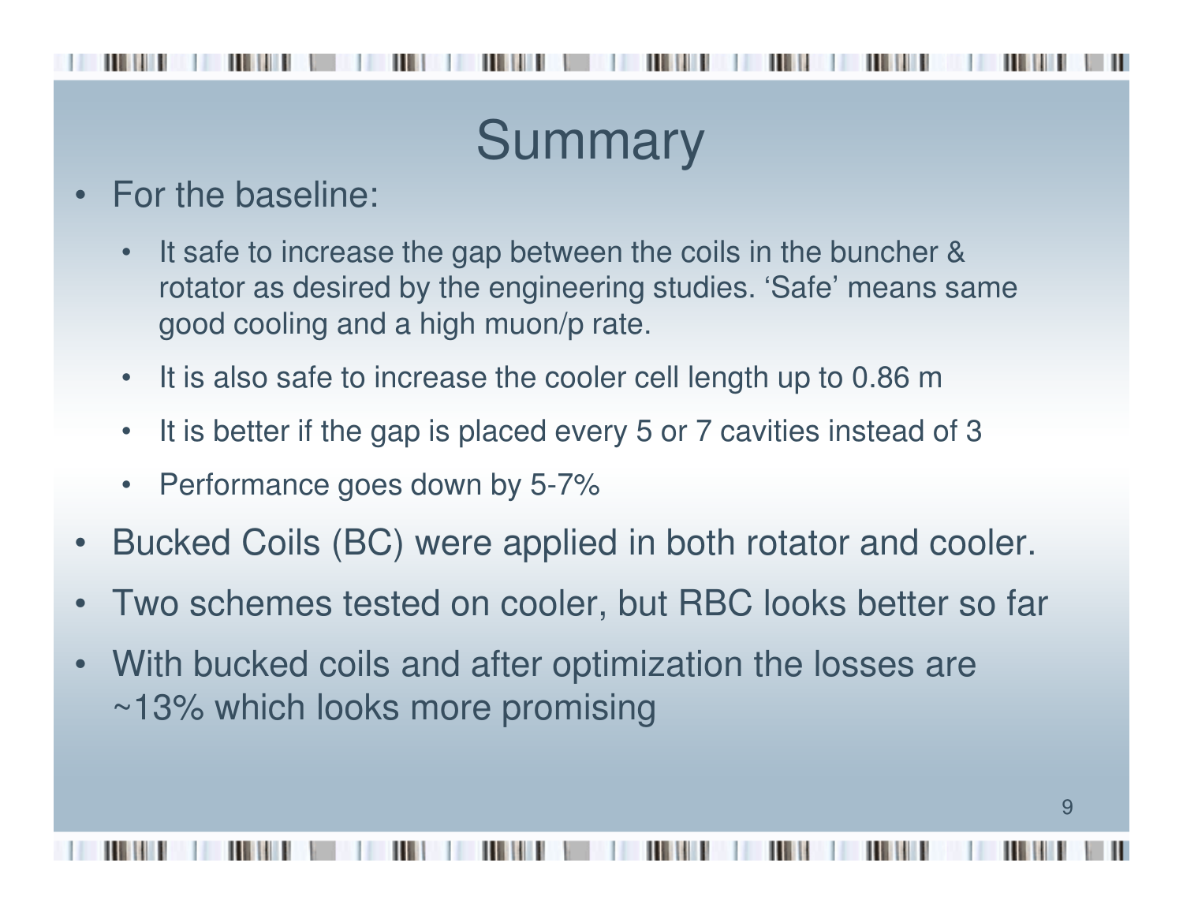# Summary

- For the baseline:
  - It safe to increase the gap between the coils in the buncher & rotator as desired by the engineering studies. 'Safe' means same good cooling and a high muon/p rate.
  - It is also safe to increase the cooler cell length up to 0.86 m
  - It is better if the gap is placed every 5 or 7 cavities instead of 3
  - Performance goes down by 5-7%
- Bucked Coils (BC) were applied in both rotator and cooler.
- Two schemes tested on cooler, but RBC looks better so far
- With bucked coils and after optimization the losses are ~13% which looks more promising